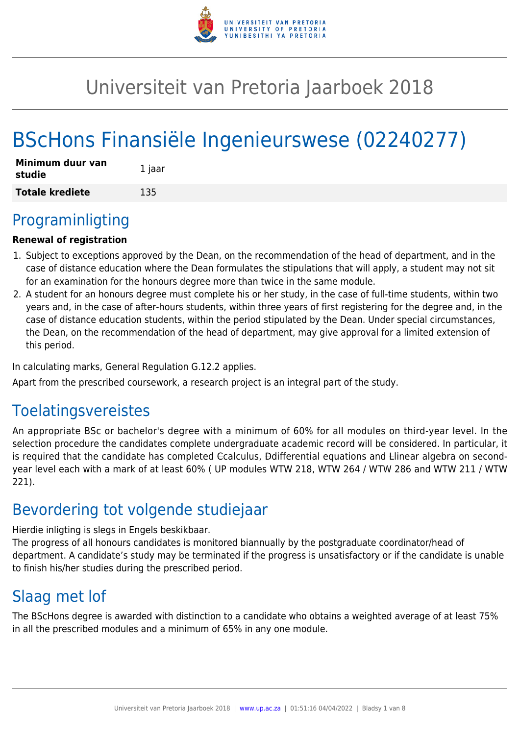# Universiteit van Pretoria Jaarboek 2018

# BScHons Finansiële Ingenieurswese (02240277)

| **Minimum duur van studie** | 1 jaar |
| --- | --- |
| **Totale krediete** | 135 |

## Programinligting

**Renewal of registration**

1. Subject to exceptions approved by the Dean, on the recommendation of the head of department, and in the case of distance education where the Dean formulates the stipulations that will apply, a student may not sit for an examination for the honours degree more than twice in the same module.
2. A student for an honours degree must complete his or her study, in the case of full-time students, within two years and, in the case of after-hours students, within three years of first registering for the degree and, in the case of distance education students, within the period stipulated by the Dean. Under special circumstances, the Dean, on the recommendation of the head of department, may give approval for a limited extension of this period.

In calculating marks, General Regulation G.12.2 applies.

Apart from the prescribed coursework, a research project is an integral part of the study.

## Toelatingsvereistes

An appropriate BSc or bachelor's degree with a minimum of 60% for all modules on third-year level. In the selection procedure the candidates complete undergraduate academic record will be considered. In particular, it is required that the candidate has completed ~~C~~calculus, ~~D~~differential equations and ~~L~~linear algebra on second-year level each with a mark of at least 60% ( UP modules WTW 218, WTW 264 / WTW 286 and WTW 211 / WTW 221).

## Bevordering tot volgende studiejaar

Hierdie inligting is slegs in Engels beskikbaar.
The progress of all honours candidates is monitored biannually by the postgraduate coordinator/head of department. A candidate’s study may be terminated if the progress is unsatisfactory or if the candidate is unable to finish his/her studies during the prescribed period.

## Slaag met lof

The BScHons degree is awarded with distinction to a candidate who obtains a weighted average of at least 75% in all the prescribed modules and a minimum of 65% in any one module.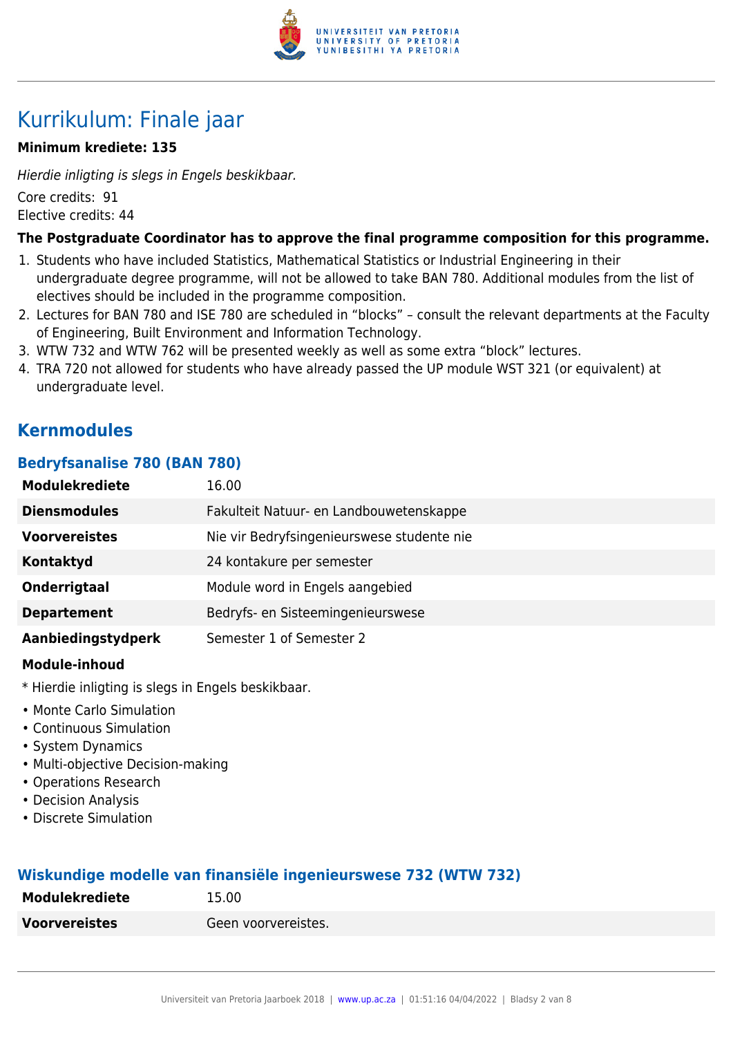# Kurrikulum: Finale jaar

**Minimum krediete: 135**

*Hierdie inligting is slegs in Engels beskikbaar.*

Core credits: 91
Elective credits: 44

**The Postgraduate Coordinator has to approve the final programme composition for this programme.**

1. Students who have included Statistics, Mathematical Statistics or Industrial Engineering in their undergraduate degree programme, will not be allowed to take BAN 780. Additional modules from the list of electives should be included in the programme composition.
2. Lectures for BAN 780 and ISE 780 are scheduled in "blocks" – consult the relevant departments at the Faculty of Engineering, Built Environment and Information Technology.
3. WTW 732 and WTW 762 will be presented weekly as well as some extra "block" lectures.
4. TRA 720 not allowed for students who have already passed the UP module WST 321 (or equivalent) at undergraduate level.

## Kernmodules

### Bedryfsanalise 780 (BAN 780)

| | |
|---|---|
| **Modulekrediete** | 16.00 |
| **Diensmodules** | Fakulteit Natuur- en Landbouwetenskappe |
| **Voorvereistes** | Nie vir Bedryfsingenieurswese studente nie |
| **Kontaktyd** | 24 kontakure per semester |
| **Onderrigtaal** | Module word in Engels aangebied |
| **Departement** | Bedryfs- en Sisteemingenieurswese |
| **Aanbiedingstydperk** | Semester 1 of Semester 2 |

**Module-inhoud**

* Hierdie inligting is slegs in Engels beskikbaar.

- Monte Carlo Simulation
- Continuous Simulation
- System Dynamics
- Multi-objective Decision-making
- Operations Research
- Decision Analysis
- Discrete Simulation

### Wiskundige modelle van finansiële ingenieurswese 732 (WTW 732)

| | |
|---|---|
| **Modulekrediete** | 15.00 |
| **Voorvereistes** | Geen voorvereistes. |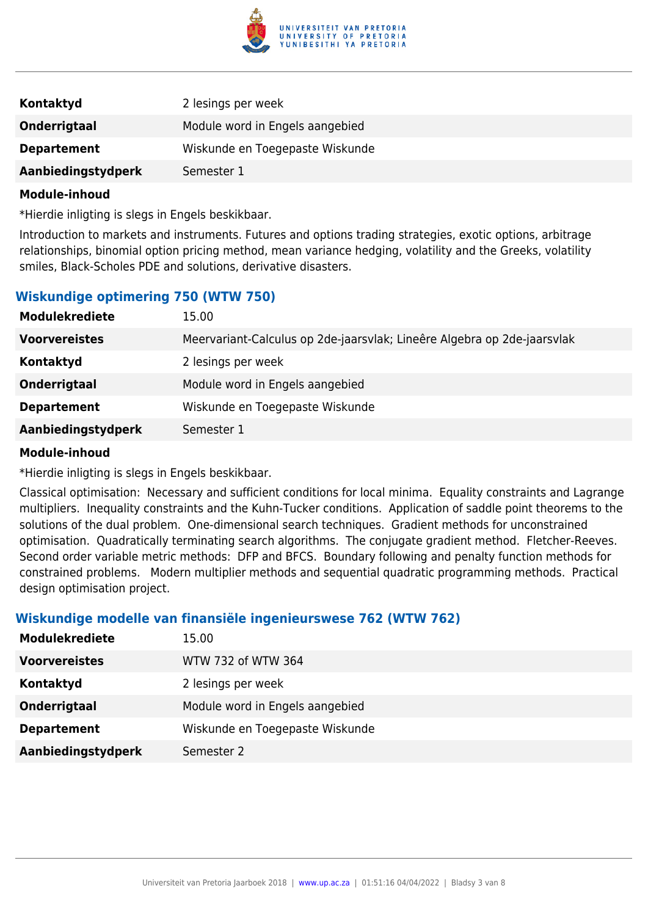| | |
|---|---|
| **Kontaktyd** | 2 lesings per week |
| **Onderrigtaal** | Module word in Engels aangebied |
| **Departement** | Wiskunde en Toegepaste Wiskunde |
| **Aanbiedingstydperk** | Semester 1 |

**Module-inhoud**

*Hierdie inligting is slegs in Engels beskikbaar.

Introduction to markets and instruments. Futures and options trading strategies, exotic options, arbitrage relationships, binomial option pricing method, mean variance hedging, volatility and the Greeks, volatility smiles, Black-Scholes PDE and solutions, derivative disasters.

### Wiskundige optimering 750 (WTW 750)

| | |
|---|---|
| **Modulekrediete** | 15.00 |
| **Voorvereistes** | Meervariant-Calculus op 2de-jaarsvlak; Lineêre Algebra op 2de-jaarsvlak |
| **Kontaktyd** | 2 lesings per week |
| **Onderrigtaal** | Module word in Engels aangebied |
| **Departement** | Wiskunde en Toegepaste Wiskunde |
| **Aanbiedingstydperk** | Semester 1 |

**Module-inhoud**

*Hierdie inligting is slegs in Engels beskikbaar.

Classical optimisation: Necessary and sufficient conditions for local minima. Equality constraints and Lagrange multipliers. Inequality constraints and the Kuhn-Tucker conditions. Application of saddle point theorems to the solutions of the dual problem. One-dimensional search techniques. Gradient methods for unconstrained optimisation. Quadratically terminating search algorithms. The conjugate gradient method. Fletcher-Reeves. Second order variable metric methods: DFP and BFCS. Boundary following and penalty function methods for constrained problems. Modern multiplier methods and sequential quadratic programming methods. Practical design optimisation project.

### Wiskundige modelle van finansiële ingenieurswese 762 (WTW 762)

| | |
|---|---|
| **Modulekrediete** | 15.00 |
| **Voorvereistes** | WTW 732 of WTW 364 |
| **Kontaktyd** | 2 lesings per week |
| **Onderrigtaal** | Module word in Engels aangebied |
| **Departement** | Wiskunde en Toegepaste Wiskunde |
| **Aanbiedingstydperk** | Semester 2 |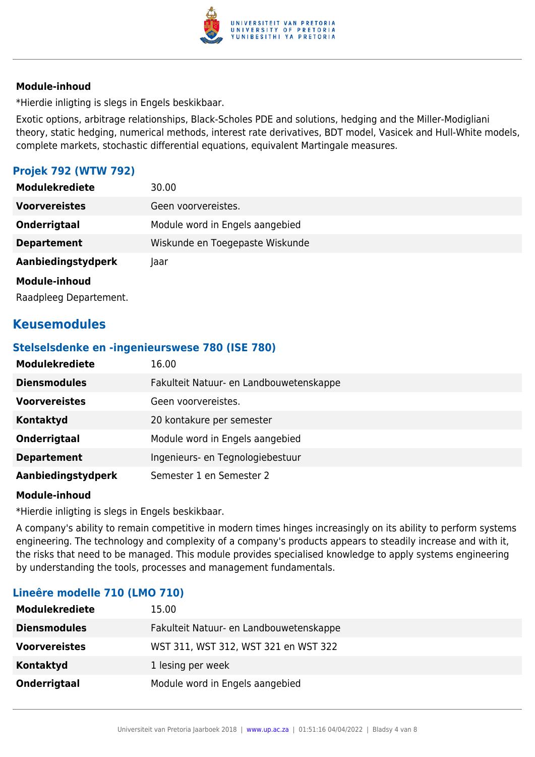**Module-inhoud**

*Hierdie inligting is slegs in Engels beskikbaar.

Exotic options, arbitrage relationships, Black-Scholes PDE and solutions, hedging and the Miller-Modigliani theory, static hedging, numerical methods, interest rate derivatives, BDT model, Vasicek and Hull-White models, complete markets, stochastic differential equations, equivalent Martingale measures.

### Projek 792 (WTW 792)

| | |
|---|---|
| **Modulekrediete** | 30.00 |
| **Voorvereistes** | Geen voorvereistes. |
| **Onderrigtaal** | Module word in Engels aangebied |
| **Departement** | Wiskunde en Toegepaste Wiskunde |
| **Aanbiedingstydperk** | Jaar |

**Module-inhoud**

Raadpleeg Departement.

## Keusemodules

### Stelselsdenke en -ingenieurswese 780 (ISE 780)

| | |
|---|---|
| **Modulekrediete** | 16.00 |
| **Diensmodules** | Fakulteit Natuur- en Landbouwetenskappe |
| **Voorvereistes** | Geen voorvereistes. |
| **Kontaktyd** | 20 kontakure per semester |
| **Onderrigtaal** | Module word in Engels aangebied |
| **Departement** | Ingenieurs- en Tegnologiebestuur |
| **Aanbiedingstydperk** | Semester 1 en Semester 2 |

**Module-inhoud**

*Hierdie inligting is slegs in Engels beskikbaar.

A company's ability to remain competitive in modern times hinges increasingly on its ability to perform systems engineering. The technology and complexity of a company's products appears to steadily increase and with it, the risks that need to be managed. This module provides specialised knowledge to apply systems engineering by understanding the tools, processes and management fundamentals.

### Lineêre modelle 710 (LMO 710)

| | |
|---|---|
| **Modulekrediete** | 15.00 |
| **Diensmodules** | Fakulteit Natuur- en Landbouwetenskappe |
| **Voorvereistes** | WST 311, WST 312, WST 321 en WST 322 |
| **Kontaktyd** | 1 lesing per week |
| **Onderrigtaal** | Module word in Engels aangebied |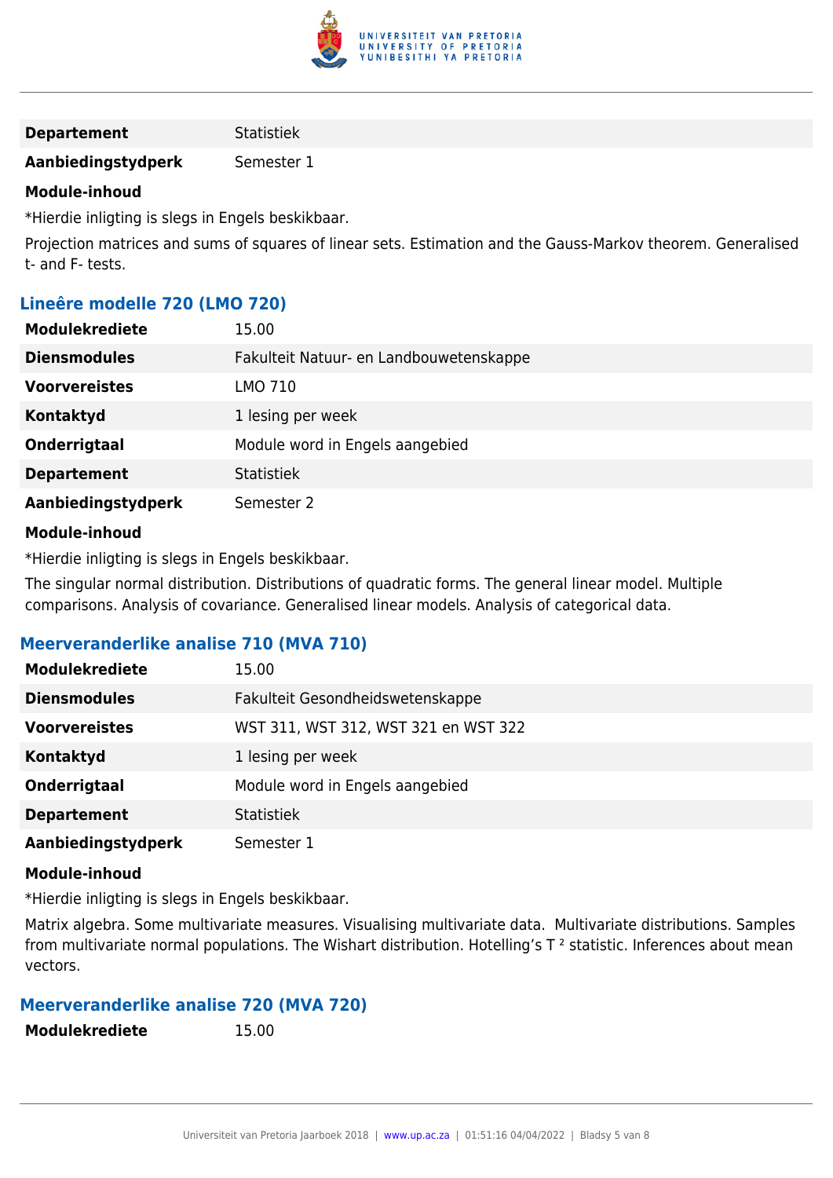| | |
|---|---|
| **Departement** | Statistiek |
| **Aanbiedingstydperk** | Semester 1 |

**Module-inhoud**

*Hierdie inligting is slegs in Engels beskikbaar.

Projection matrices and sums of squares of linear sets. Estimation and the Gauss-Markov theorem. Generalised t- and F- tests.

### Lineêre modelle 720 (LMO 720)

| | |
|---|---|
| **Modulekrediete** | 15.00 |
| **Diensmodules** | Fakulteit Natuur- en Landbouwetenskappe |
| **Voorvereistes** | LMO 710 |
| **Kontaktyd** | 1 lesing per week |
| **Onderrigtaal** | Module word in Engels aangebied |
| **Departement** | Statistiek |
| **Aanbiedingstydperk** | Semester 2 |

**Module-inhoud**

*Hierdie inligting is slegs in Engels beskikbaar.

The singular normal distribution. Distributions of quadratic forms. The general linear model. Multiple comparisons. Analysis of covariance. Generalised linear models. Analysis of categorical data.

### Meerveranderlike analise 710 (MVA 710)

| | |
|---|---|
| **Modulekrediete** | 15.00 |
| **Diensmodules** | Fakulteit Gesondheidswetenskappe |
| **Voorvereistes** | WST 311, WST 312, WST 321 en WST 322 |
| **Kontaktyd** | 1 lesing per week |
| **Onderrigtaal** | Module word in Engels aangebied |
| **Departement** | Statistiek |
| **Aanbiedingstydperk** | Semester 1 |

**Module-inhoud**

*Hierdie inligting is slegs in Engels beskikbaar.

Matrix algebra. Some multivariate measures. Visualising multivariate data. Multivariate distributions. Samples from multivariate normal populations. The Wishart distribution. Hotelling's $T^2$ statistic. Inferences about mean vectors.

### Meerveranderlike analise 720 (MVA 720)

| | |
|---|---|
| **Modulekrediete** | 15.00 |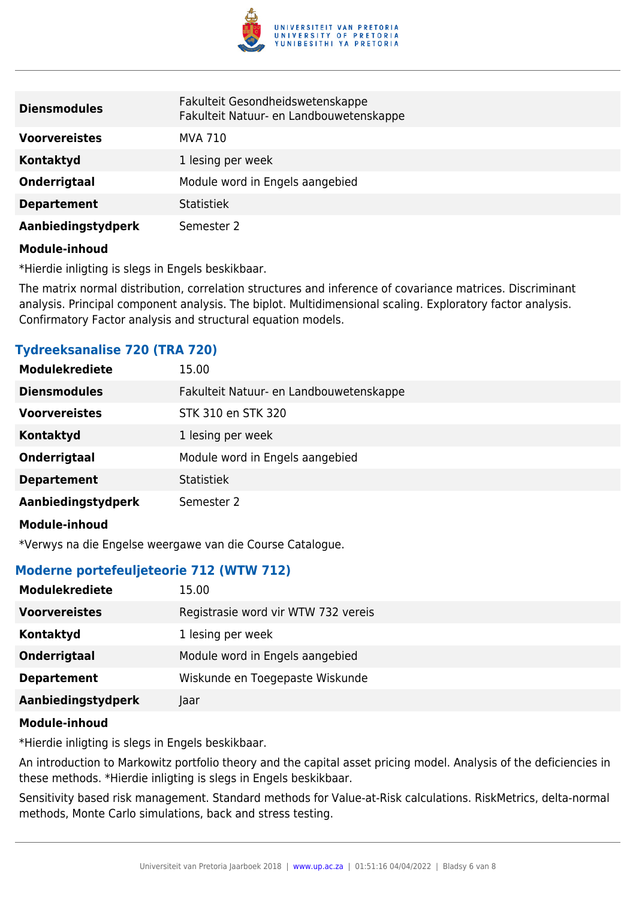| | |
|---|---|
| **Diensmodules** | Fakulteit Gesondheidswetenskappe<br>Fakulteit Natuur- en Landbouwetenskappe |
| **Voorvereistes** | MVA 710 |
| **Kontaktyd** | 1 lesing per week |
| **Onderrigtaal** | Module word in Engels aangebied |
| **Departement** | Statistiek |
| **Aanbiedingstydperk** | Semester 2 |

**Module-inhoud**

*Hierdie inligting is slegs in Engels beskikbaar.

The matrix normal distribution, correlation structures and inference of covariance matrices. Discriminant analysis. Principal component analysis. The biplot. Multidimensional scaling. Exploratory factor analysis. Confirmatory Factor analysis and structural equation models.

### Tydreeksanalise 720 (TRA 720)

| | |
|---|---|
| **Modulekrediete** | 15.00 |
| **Diensmodules** | Fakulteit Natuur- en Landbouwetenskappe |
| **Voorvereistes** | STK 310 en STK 320 |
| **Kontaktyd** | 1 lesing per week |
| **Onderrigtaal** | Module word in Engels aangebied |
| **Departement** | Statistiek |
| **Aanbiedingstydperk** | Semester 2 |

**Module-inhoud**

*Verwys na die Engelse weergawe van die Course Catalogue.

### Moderne portefeuljeteorie 712 (WTW 712)

| | |
|---|---|
| **Modulekrediete** | 15.00 |
| **Voorvereistes** | Registrasie word vir WTW 732 vereis |
| **Kontaktyd** | 1 lesing per week |
| **Onderrigtaal** | Module word in Engels aangebied |
| **Departement** | Wiskunde en Toegepaste Wiskunde |
| **Aanbiedingstydperk** | Jaar |

**Module-inhoud**

*Hierdie inligting is slegs in Engels beskikbaar.

An introduction to Markowitz portfolio theory and the capital asset pricing model. Analysis of the deficiencies in these methods. *Hierdie inligting is slegs in Engels beskikbaar.

Sensitivity based risk management. Standard methods for Value-at-Risk calculations. RiskMetrics, delta-normal methods, Monte Carlo simulations, back and stress testing.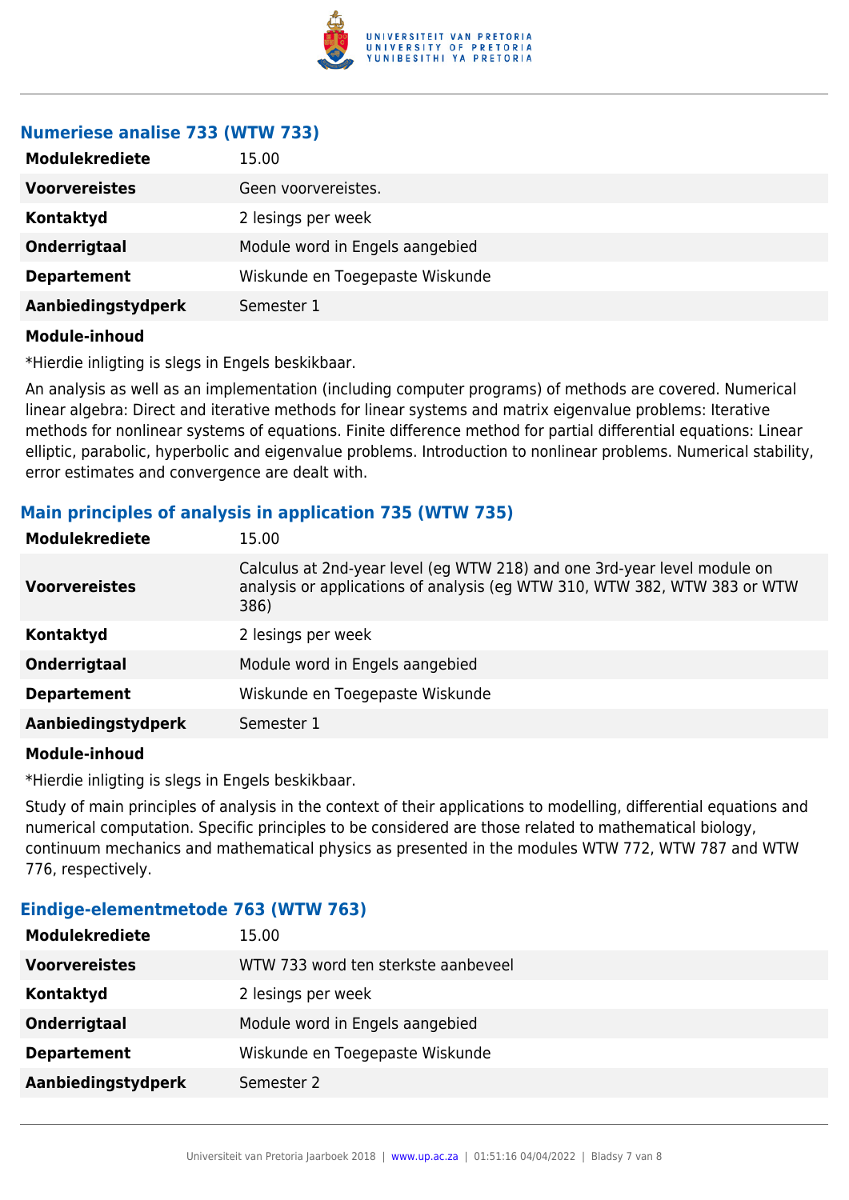### Numeriese analise 733 (WTW 733)

| | |
|---|---|
| **Modulekrediete** | 15.00 |
| **Voorvereistes** | Geen voorvereistes. |
| **Kontaktyd** | 2 lesings per week |
| **Onderrigtaal** | Module word in Engels aangebied |
| **Departement** | Wiskunde en Toegepaste Wiskunde |
| **Aanbiedingstydperk** | Semester 1 |

**Module-inhoud**

*Hierdie inligting is slegs in Engels beskikbaar.

An analysis as well as an implementation (including computer programs) of methods are covered. Numerical linear algebra: Direct and iterative methods for linear systems and matrix eigenvalue problems: Iterative methods for nonlinear systems of equations. Finite difference method for partial differential equations: Linear elliptic, parabolic, hyperbolic and eigenvalue problems. Introduction to nonlinear problems. Numerical stability, error estimates and convergence are dealt with.

### Main principles of analysis in application 735 (WTW 735)

| | |
|---|---|
| **Modulekrediete** | 15.00 |
| **Voorvereistes** | Calculus at 2nd-year level (eg WTW 218) and one 3rd-year level module on analysis or applications of analysis (eg WTW 310, WTW 382, WTW 383 or WTW 386) |
| **Kontaktyd** | 2 lesings per week |
| **Onderrigtaal** | Module word in Engels aangebied |
| **Departement** | Wiskunde en Toegepaste Wiskunde |
| **Aanbiedingstydperk** | Semester 1 |

**Module-inhoud**

*Hierdie inligting is slegs in Engels beskikbaar.

Study of main principles of analysis in the context of their applications to modelling, differential equations and numerical computation. Specific principles to be considered are those related to mathematical biology, continuum mechanics and mathematical physics as presented in the modules WTW 772, WTW 787 and WTW 776, respectively.

### Eindige-elementmetode 763 (WTW 763)

| | |
|---|---|
| **Modulekrediete** | 15.00 |
| **Voorvereistes** | WTW 733 word ten sterkste aanbeveel |
| **Kontaktyd** | 2 lesings per week |
| **Onderrigtaal** | Module word in Engels aangebied |
| **Departement** | Wiskunde en Toegepaste Wiskunde |
| **Aanbiedingstydperk** | Semester 2 |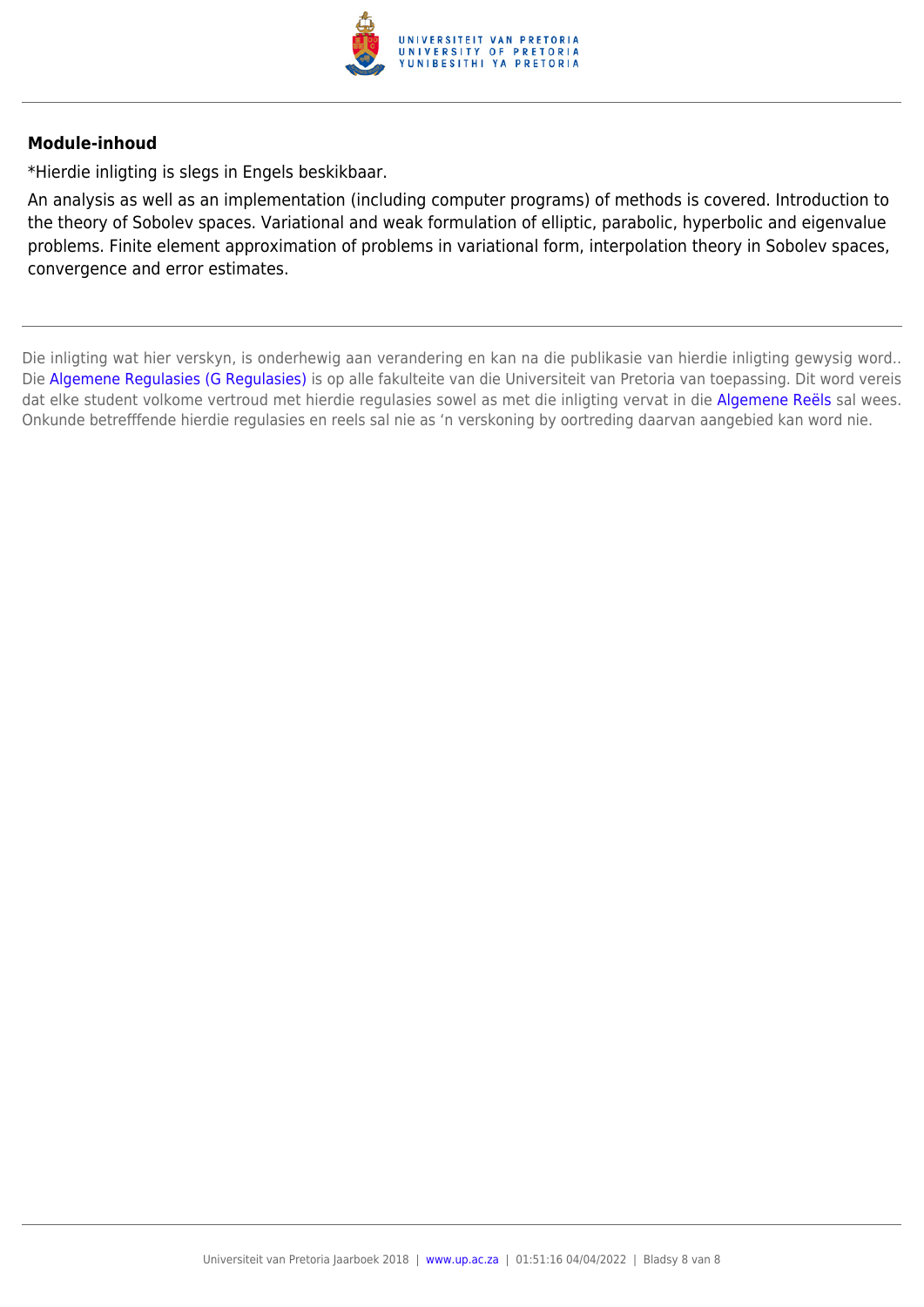**Module-inhoud**

*Hierdie inligting is slegs in Engels beskikbaar.

An analysis as well as an implementation (including computer programs) of methods is covered. Introduction to the theory of Sobolev spaces. Variational and weak formulation of elliptic, parabolic, hyperbolic and eigenvalue problems. Finite element approximation of problems in variational form, interpolation theory in Sobolev spaces, convergence and error estimates.

---

Die inligting wat hier verskyn, is onderhewig aan verandering en kan na die publikasie van hierdie inligting gewysig word.. Die Algemene Regulasies (G Regulasies) is op alle fakulteite van die Universiteit van Pretoria van toepassing. Dit word vereis dat elke student volkome vertroud met hierdie regulasies sowel as met die inligting vervat in die Algemene Reëls sal wees. Onkunde betrefffende hierdie regulasies en reels sal nie as 'n verskoning by oortreding daarvan aangebied kan word nie.